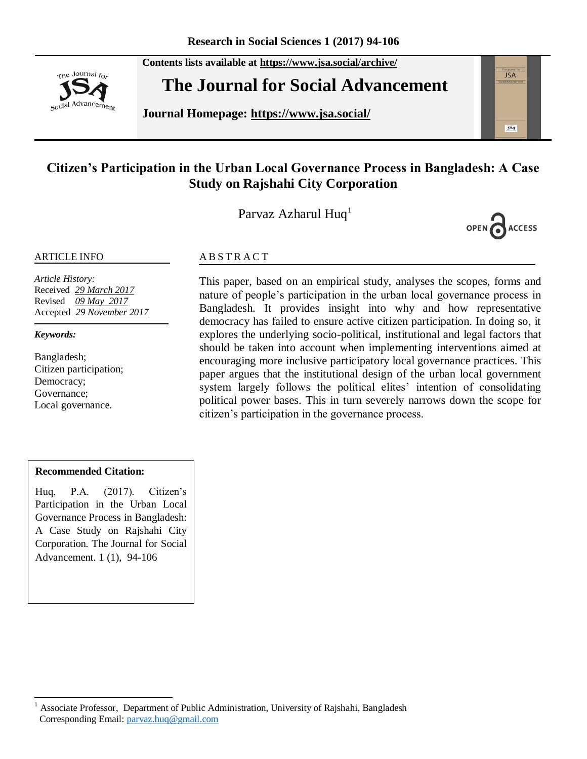Contents lists available at https://www.jsa.social/archive/

# The Journal for Social Advancement

Journal Homepage: https://www.jsa.social/

## Citizen's Participation in the Urban Local Governance Process in Bangladesh: A Case Study on Rajshahi City Corporation

Parvaz Azharul Huq[1]

OPEN ACCESS

ARTICLE INFO

*Article History:*
Received *29 March 2017*
Revised *09 May 2017*
Accepted *29 November 2017*

***Keywords:***

Bangladesh;
Citizen participation;
Democracy;
Governance;
Local governance.

**Recommended Citation:**

Huq, P.A. (2017). Citizen's Participation in the Urban Local Governance Process in Bangladesh: A Case Study on Rajshahi City Corporation. The Journal for Social Advancement. 1 (1), 94-106

ABSTRACT

This paper, based on an empirical study, analyses the scopes, forms and nature of people's participation in the urban local governance process in Bangladesh. It provides insight into why and how representative democracy has failed to ensure active citizen participation. In doing so, it explores the underlying socio-political, institutional and legal factors that should be taken into account when implementing interventions aimed at encouraging more inclusive participatory local governance practices. This paper argues that the institutional design of the urban local government system largely follows the political elites' intention of consolidating political power bases. This in turn severely narrows down the scope for citizen's participation in the governance process.

[1] Associate Professor, Department of Public Administration, University of Rajshahi, Bangladesh
Corresponding Email: parvaz.huq@gmail.com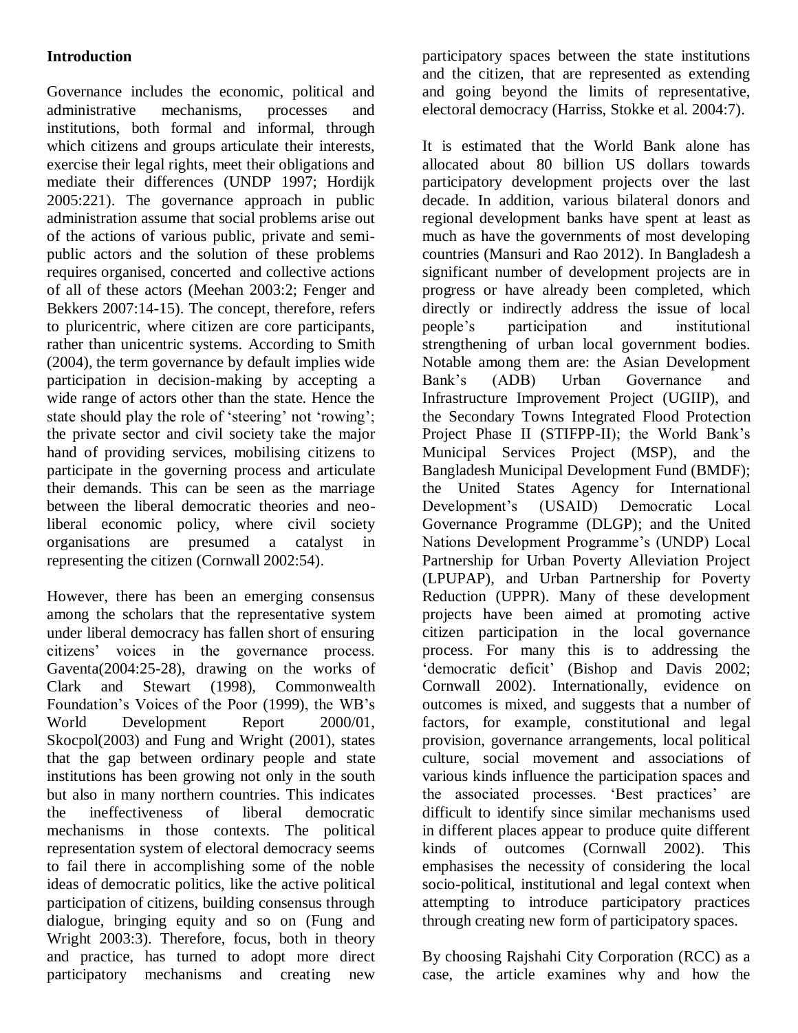## Introduction

Governance includes the economic, political and administrative mechanisms, processes and institutions, both formal and informal, through which citizens and groups articulate their interests, exercise their legal rights, meet their obligations and mediate their differences (UNDP 1997; Hordijk 2005:221). The governance approach in public administration assume that social problems arise out of the actions of various public, private and semi-public actors and the solution of these problems requires organised, concerted and collective actions of all of these actors (Meehan 2003:2; Fenger and Bekkers 2007:14-15). The concept, therefore, refers to pluricentric, where citizen are core participants, rather than unicentric systems. According to Smith (2004), the term governance by default implies wide participation in decision-making by accepting a wide range of actors other than the state. Hence the state should play the role of 'steering' not 'rowing'; the private sector and civil society take the major hand of providing services, mobilising citizens to participate in the governing process and articulate their demands. This can be seen as the marriage between the liberal democratic theories and neo-liberal economic policy, where civil society organisations are presumed a catalyst in representing the citizen (Cornwall 2002:54).

However, there has been an emerging consensus among the scholars that the representative system under liberal democracy has fallen short of ensuring citizens' voices in the governance process. Gaventa(2004:25-28), drawing on the works of Clark and Stewart (1998), Commonwealth Foundation's Voices of the Poor (1999), the WB's World Development Report 2000/01, Skocpol(2003) and Fung and Wright (2001), states that the gap between ordinary people and state institutions has been growing not only in the south but also in many northern countries. This indicates the ineffectiveness of liberal democratic mechanisms in those contexts. The political representation system of electoral democracy seems to fail there in accomplishing some of the noble ideas of democratic politics, like the active political participation of citizens, building consensus through dialogue, bringing equity and so on (Fung and Wright 2003:3). Therefore, focus, both in theory and practice, has turned to adopt more direct participatory mechanisms and creating new participatory spaces between the state institutions and the citizen, that are represented as extending and going beyond the limits of representative, electoral democracy (Harriss, Stokke et al. 2004:7).

It is estimated that the World Bank alone has allocated about 80 billion US dollars towards participatory development projects over the last decade. In addition, various bilateral donors and regional development banks have spent at least as much as have the governments of most developing countries (Mansuri and Rao 2012). In Bangladesh a significant number of development projects are in progress or have already been completed, which directly or indirectly address the issue of local people's participation and institutional strengthening of urban local government bodies. Notable among them are: the Asian Development Bank's (ADB) Urban Governance and Infrastructure Improvement Project (UGIIP), and the Secondary Towns Integrated Flood Protection Project Phase II (STIFPP-II); the World Bank's Municipal Services Project (MSP), and the Bangladesh Municipal Development Fund (BMDF); the United States Agency for International Development's (USAID) Democratic Local Governance Programme (DLGP); and the United Nations Development Programme's (UNDP) Local Partnership for Urban Poverty Alleviation Project (LPUPAP), and Urban Partnership for Poverty Reduction (UPPR). Many of these development projects have been aimed at promoting active citizen participation in the local governance process. For many this is to addressing the 'democratic deficit' (Bishop and Davis 2002; Cornwall 2002). Internationally, evidence on outcomes is mixed, and suggests that a number of factors, for example, constitutional and legal provision, governance arrangements, local political culture, social movement and associations of various kinds influence the participation spaces and the associated processes. 'Best practices' are difficult to identify since similar mechanisms used in different places appear to produce quite different kinds of outcomes (Cornwall 2002). This emphasises the necessity of considering the local socio-political, institutional and legal context when attempting to introduce participatory practices through creating new form of participatory spaces.

By choosing Rajshahi City Corporation (RCC) as a case, the article examines why and how the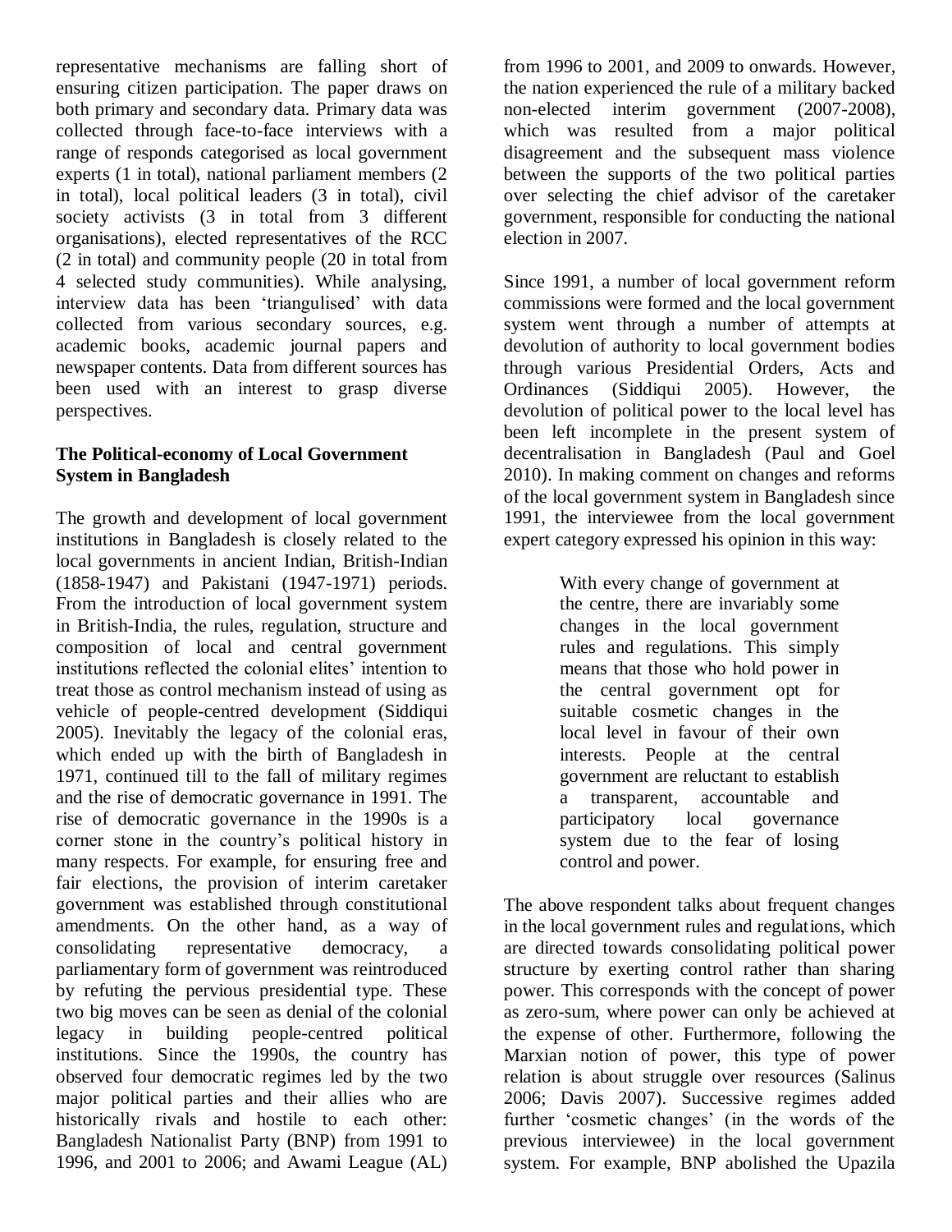representative mechanisms are falling short of ensuring citizen participation. The paper draws on both primary and secondary data. Primary data was collected through face-to-face interviews with a range of responds categorised as local government experts (1 in total), national parliament members (2 in total), local political leaders (3 in total), civil society activists (3 in total from 3 different organisations), elected representatives of the RCC (2 in total) and community people (20 in total from 4 selected study communities). While analysing, interview data has been 'triangulised' with data collected from various secondary sources, e.g. academic books, academic journal papers and newspaper contents. Data from different sources has been used with an interest to grasp diverse perspectives.

**The Political-economy of Local Government System in Bangladesh**

The growth and development of local government institutions in Bangladesh is closely related to the local governments in ancient Indian, British-Indian (1858-1947) and Pakistani (1947-1971) periods. From the introduction of local government system in British-India, the rules, regulation, structure and composition of local and central government institutions reflected the colonial elites' intention to treat those as control mechanism instead of using as vehicle of people-centred development (Siddiqui 2005). Inevitably the legacy of the colonial eras, which ended up with the birth of Bangladesh in 1971, continued till to the fall of military regimes and the rise of democratic governance in 1991. The rise of democratic governance in the 1990s is a corner stone in the country's political history in many respects. For example, for ensuring free and fair elections, the provision of interim caretaker government was established through constitutional amendments. On the other hand, as a way of consolidating representative democracy, a parliamentary form of government was reintroduced by refuting the pervious presidential type. These two big moves can be seen as denial of the colonial legacy in building people-centred political institutions. Since the 1990s, the country has observed four democratic regimes led by the two major political parties and their allies who are historically rivals and hostile to each other: Bangladesh Nationalist Party (BNP) from 1991 to 1996, and 2001 to 2006; and Awami League (AL) from 1996 to 2001, and 2009 to onwards. However, the nation experienced the rule of a military backed non-elected interim government (2007-2008), which was resulted from a major political disagreement and the subsequent mass violence between the supports of the two political parties over selecting the chief advisor of the caretaker government, responsible for conducting the national election in 2007.

Since 1991, a number of local government reform commissions were formed and the local government system went through a number of attempts at devolution of authority to local government bodies through various Presidential Orders, Acts and Ordinances (Siddiqui 2005). However, the devolution of political power to the local level has been left incomplete in the present system of decentralisation in Bangladesh (Paul and Goel 2010). In making comment on changes and reforms of the local government system in Bangladesh since 1991, the interviewee from the local government expert category expressed his opinion in this way:

> With every change of government at the centre, there are invariably some changes in the local government rules and regulations. This simply means that those who hold power in the central government opt for suitable cosmetic changes in the local level in favour of their own interests. People at the central government are reluctant to establish a transparent, accountable and participatory local governance system due to the fear of losing control and power.

The above respondent talks about frequent changes in the local government rules and regulations, which are directed towards consolidating political power structure by exerting control rather than sharing power. This corresponds with the concept of power as zero-sum, where power can only be achieved at the expense of other. Furthermore, following the Marxian notion of power, this type of power relation is about struggle over resources (Salinus 2006; Davis 2007). Successive regimes added further 'cosmetic changes' (in the words of the previous interviewee) in the local government system. For example, BNP abolished the Upazila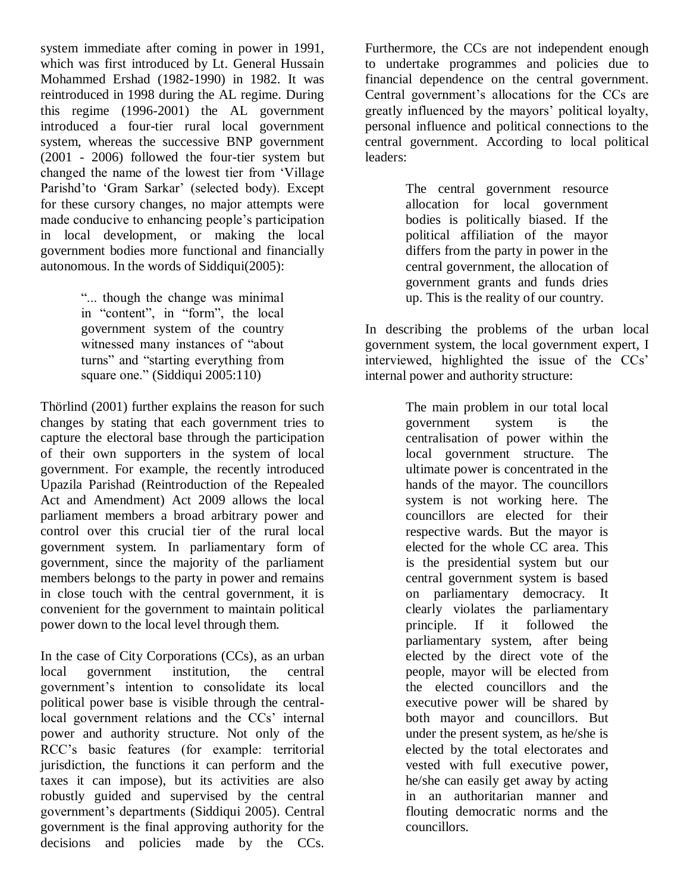system immediate after coming in power in 1991, which was first introduced by Lt. General Hussain Mohammed Ershad (1982-1990) in 1982. It was reintroduced in 1998 during the AL regime. During this regime (1996-2001) the AL government introduced a four-tier rural local government system, whereas the successive BNP government (2001 - 2006) followed the four-tier system but changed the name of the lowest tier from 'Village Parishd'to 'Gram Sarkar' (selected body). Except for these cursory changes, no major attempts were made conducive to enhancing people's participation in local development, or making the local government bodies more functional and financially autonomous. In the words of Siddiqui(2005):

> "... though the change was minimal in "content", in "form", the local government system of the country witnessed many instances of "about turns" and "starting everything from square one." (Siddiqui 2005:110)

Thörlind (2001) further explains the reason for such changes by stating that each government tries to capture the electoral base through the participation of their own supporters in the system of local government. For example, the recently introduced Upazila Parishad (Reintroduction of the Repealed Act and Amendment) Act 2009 allows the local parliament members a broad arbitrary power and control over this crucial tier of the rural local government system. In parliamentary form of government, since the majority of the parliament members belongs to the party in power and remains in close touch with the central government, it is convenient for the government to maintain political power down to the local level through them.

In the case of City Corporations (CCs), as an urban local government institution, the central government's intention to consolidate its local political power base is visible through the central-local government relations and the CCs' internal power and authority structure. Not only of the RCC's basic features (for example: territorial jurisdiction, the functions it can perform and the taxes it can impose), but its activities are also robustly guided and supervised by the central government's departments (Siddiqui 2005). Central government is the final approving authority for the decisions and policies made by the CCs. Furthermore, the CCs are not independent enough to undertake programmes and policies due to financial dependence on the central government. Central government's allocations for the CCs are greatly influenced by the mayors' political loyalty, personal influence and political connections to the central government. According to local political leaders:

> The central government resource allocation for local government bodies is politically biased. If the political affiliation of the mayor differs from the party in power in the central government, the allocation of government grants and funds dries up. This is the reality of our country.

In describing the problems of the urban local government system, the local government expert, I interviewed, highlighted the issue of the CCs' internal power and authority structure:

> The main problem in our total local government system is the centralisation of power within the local government structure. The ultimate power is concentrated in the hands of the mayor. The councillors system is not working here. The councillors are elected for their respective wards. But the mayor is elected for the whole CC area. This is the presidential system but our central government system is based on parliamentary democracy. It clearly violates the parliamentary principle. If it followed the parliamentary system, after being elected by the direct vote of the people, mayor will be elected from the elected councillors and the executive power will be shared by both mayor and councillors. But under the present system, as he/she is elected by the total electorates and vested with full executive power, he/she can easily get away by acting in an authoritarian manner and flouting democratic norms and the councillors.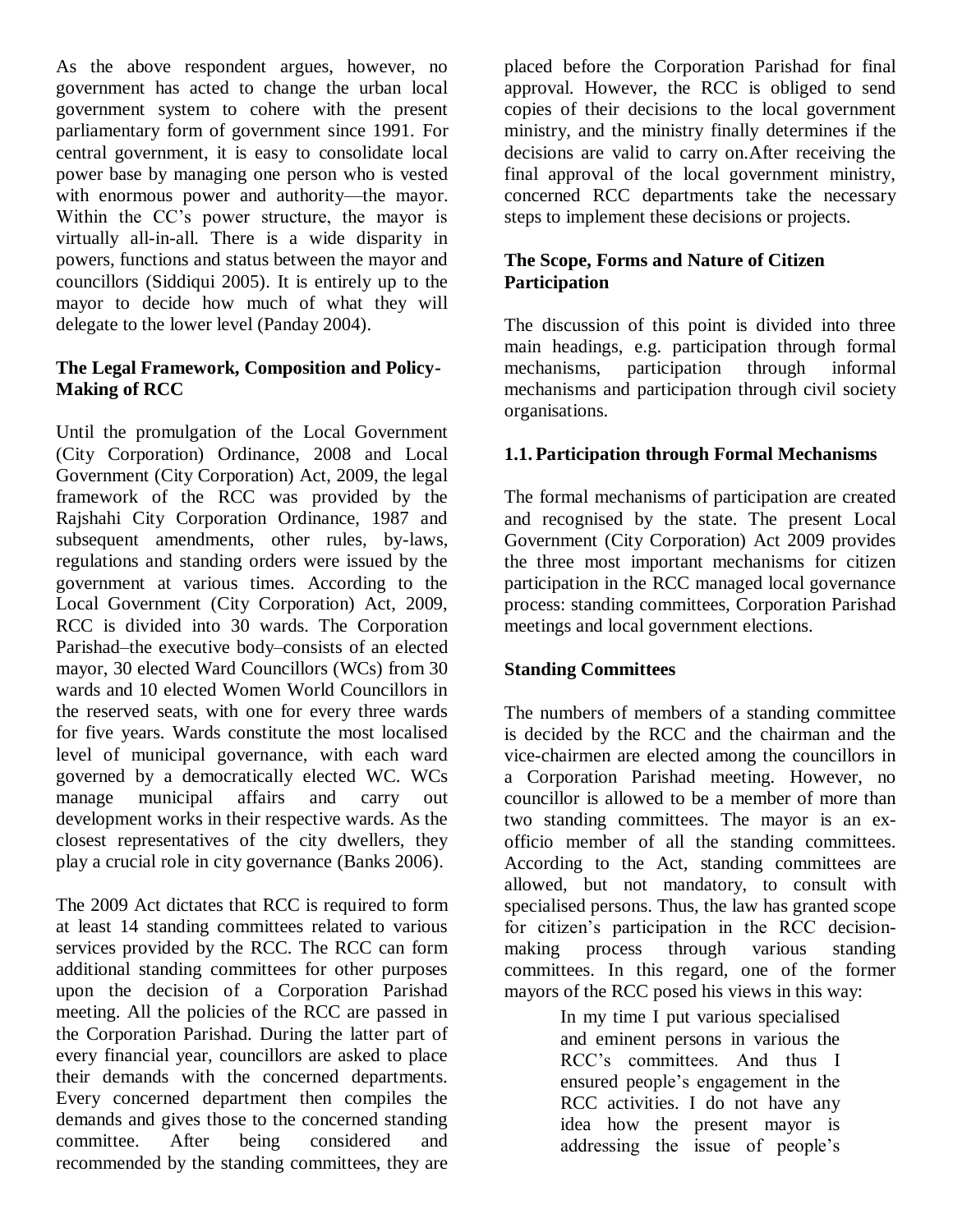As the above respondent argues, however, no government has acted to change the urban local government system to cohere with the present parliamentary form of government since 1991. For central government, it is easy to consolidate local power base by managing one person who is vested with enormous power and authority—the mayor. Within the CC's power structure, the mayor is virtually all-in-all. There is a wide disparity in powers, functions and status between the mayor and councillors (Siddiqui 2005). It is entirely up to the mayor to decide how much of what they will delegate to the lower level (Panday 2004).

**The Legal Framework, Composition and Policy-Making of RCC**

Until the promulgation of the Local Government (City Corporation) Ordinance, 2008 and Local Government (City Corporation) Act, 2009, the legal framework of the RCC was provided by the Rajshahi City Corporation Ordinance, 1987 and subsequent amendments, other rules, by-laws, regulations and standing orders were issued by the government at various times. According to the Local Government (City Corporation) Act, 2009, RCC is divided into 30 wards. The Corporation Parishad–the executive body–consists of an elected mayor, 30 elected Ward Councillors (WCs) from 30 wards and 10 elected Women World Councillors in the reserved seats, with one for every three wards for five years. Wards constitute the most localised level of municipal governance, with each ward governed by a democratically elected WC. WCs manage municipal affairs and carry out development works in their respective wards. As the closest representatives of the city dwellers, they play a crucial role in city governance (Banks 2006).

The 2009 Act dictates that RCC is required to form at least 14 standing committees related to various services provided by the RCC. The RCC can form additional standing committees for other purposes upon the decision of a Corporation Parishad meeting. All the policies of the RCC are passed in the Corporation Parishad. During the latter part of every financial year, councillors are asked to place their demands with the concerned departments. Every concerned department then compiles the demands and gives those to the concerned standing committee. After being considered and recommended by the standing committees, they are placed before the Corporation Parishad for final approval. However, the RCC is obliged to send copies of their decisions to the local government ministry, and the ministry finally determines if the decisions are valid to carry on.After receiving the final approval of the local government ministry, concerned RCC departments take the necessary steps to implement these decisions or projects.

**The Scope, Forms and Nature of Citizen Participation**

The discussion of this point is divided into three main headings, e.g. participation through formal mechanisms, participation through informal mechanisms and participation through civil society organisations.

**1.1. Participation through Formal Mechanisms**

The formal mechanisms of participation are created and recognised by the state. The present Local Government (City Corporation) Act 2009 provides the three most important mechanisms for citizen participation in the RCC managed local governance process: standing committees, Corporation Parishad meetings and local government elections.

**Standing Committees**

The numbers of members of a standing committee is decided by the RCC and the chairman and the vice-chairmen are elected among the councillors in a Corporation Parishad meeting. However, no councillor is allowed to be a member of more than two standing committees. The mayor is an ex-officio member of all the standing committees. According to the Act, standing committees are allowed, but not mandatory, to consult with specialised persons. Thus, the law has granted scope for citizen's participation in the RCC decision-making process through various standing committees. In this regard, one of the former mayors of the RCC posed his views in this way:

> In my time I put various specialised and eminent persons in various the RCC's committees. And thus I ensured people's engagement in the RCC activities. I do not have any idea how the present mayor is addressing the issue of people's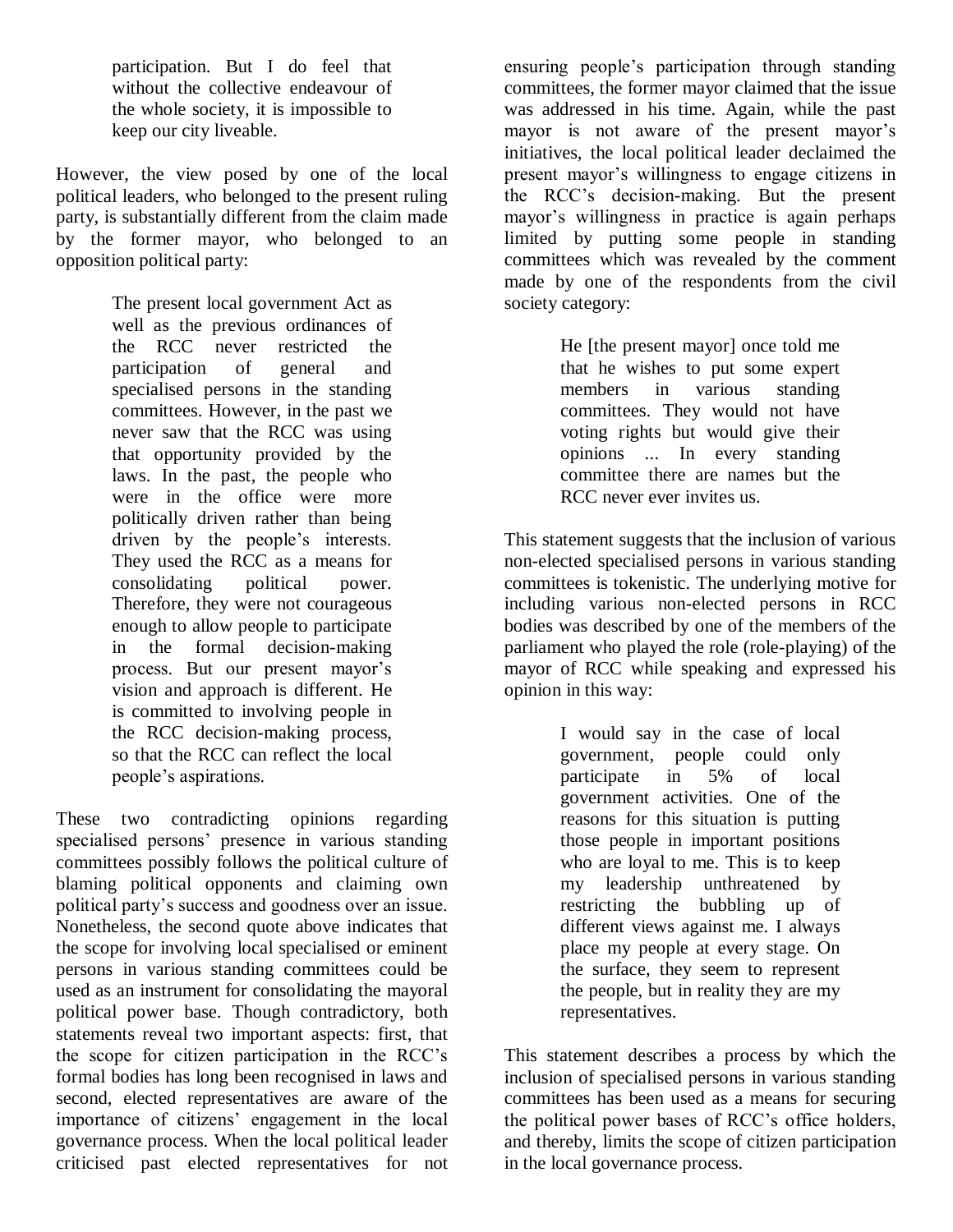> participation. But I do feel that without the collective endeavour of the whole society, it is impossible to keep our city liveable.

However, the view posed by one of the local political leaders, who belonged to the present ruling party, is substantially different from the claim made by the former mayor, who belonged to an opposition political party:

> The present local government Act as well as the previous ordinances of the RCC never restricted the participation of general and specialised persons in the standing committees. However, in the past we never saw that the RCC was using that opportunity provided by the laws. In the past, the people who were in the office were more politically driven rather than being driven by the people's interests. They used the RCC as a means for consolidating political power. Therefore, they were not courageous enough to allow people to participate in the formal decision-making process. But our present mayor's vision and approach is different. He is committed to involving people in the RCC decision-making process, so that the RCC can reflect the local people's aspirations.

These two contradicting opinions regarding specialised persons' presence in various standing committees possibly follows the political culture of blaming political opponents and claiming own political party's success and goodness over an issue. Nonetheless, the second quote above indicates that the scope for involving local specialised or eminent persons in various standing committees could be used as an instrument for consolidating the mayoral political power base. Though contradictory, both statements reveal two important aspects: first, that the scope for citizen participation in the RCC's formal bodies has long been recognised in laws and second, elected representatives are aware of the importance of citizens' engagement in the local governance process. When the local political leader criticised past elected representatives for not ensuring people's participation through standing committees, the former mayor claimed that the issue was addressed in his time. Again, while the past mayor is not aware of the present mayor's initiatives, the local political leader declaimed the present mayor's willingness to engage citizens in the RCC's decision-making. But the present mayor's willingness in practice is again perhaps limited by putting some people in standing committees which was revealed by the comment made by one of the respondents from the civil society category:

> He [the present mayor] once told me that he wishes to put some expert members in various standing committees. They would not have voting rights but would give their opinions ... In every standing committee there are names but the RCC never ever invites us.

This statement suggests that the inclusion of various non-elected specialised persons in various standing committees is tokenistic. The underlying motive for including various non-elected persons in RCC bodies was described by one of the members of the parliament who played the role (role-playing) of the mayor of RCC while speaking and expressed his opinion in this way:

> I would say in the case of local government, people could only participate in 5% of local government activities. One of the reasons for this situation is putting those people in important positions who are loyal to me. This is to keep my leadership unthreatened by restricting the bubbling up of different views against me. I always place my people at every stage. On the surface, they seem to represent the people, but in reality they are my representatives.

This statement describes a process by which the inclusion of specialised persons in various standing committees has been used as a means for securing the political power bases of RCC's office holders, and thereby, limits the scope of citizen participation in the local governance process.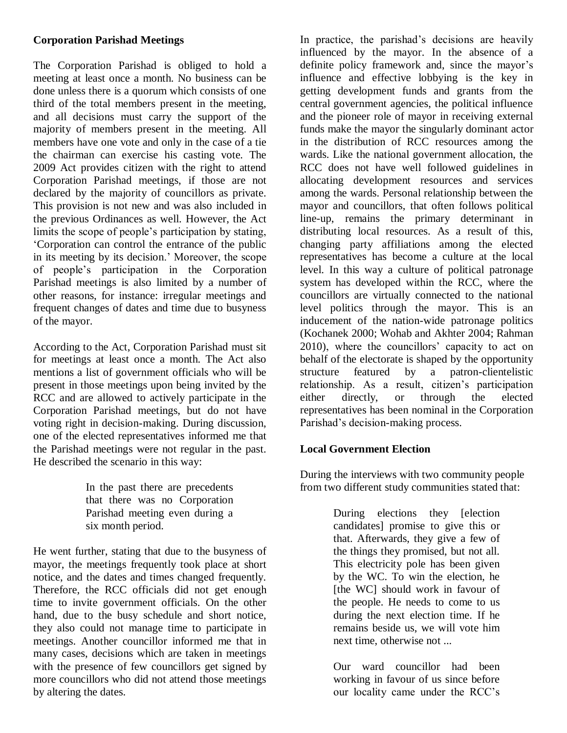**Corporation Parishad Meetings**

The Corporation Parishad is obliged to hold a meeting at least once a month. No business can be done unless there is a quorum which consists of one third of the total members present in the meeting, and all decisions must carry the support of the majority of members present in the meeting. All members have one vote and only in the case of a tie the chairman can exercise his casting vote. The 2009 Act provides citizen with the right to attend Corporation Parishad meetings, if those are not declared by the majority of councillors as private. This provision is not new and was also included in the previous Ordinances as well. However, the Act limits the scope of people's participation by stating, 'Corporation can control the entrance of the public in its meeting by its decision.' Moreover, the scope of people's participation in the Corporation Parishad meetings is also limited by a number of other reasons, for instance: irregular meetings and frequent changes of dates and time due to busyness of the mayor.

According to the Act, Corporation Parishad must sit for meetings at least once a month. The Act also mentions a list of government officials who will be present in those meetings upon being invited by the RCC and are allowed to actively participate in the Corporation Parishad meetings, but do not have voting right in decision-making. During discussion, one of the elected representatives informed me that the Parishad meetings were not regular in the past. He described the scenario in this way:

> In the past there are precedents that there was no Corporation Parishad meeting even during a six month period.

He went further, stating that due to the busyness of mayor, the meetings frequently took place at short notice, and the dates and times changed frequently. Therefore, the RCC officials did not get enough time to invite government officials. On the other hand, due to the busy schedule and short notice, they also could not manage time to participate in meetings. Another councillor informed me that in many cases, decisions which are taken in meetings with the presence of few councillors get signed by more councillors who did not attend those meetings by altering the dates.

In practice, the parishad's decisions are heavily influenced by the mayor. In the absence of a definite policy framework and, since the mayor's influence and effective lobbying is the key in getting development funds and grants from the central government agencies, the political influence and the pioneer role of mayor in receiving external funds make the mayor the singularly dominant actor in the distribution of RCC resources among the wards. Like the national government allocation, the RCC does not have well followed guidelines in allocating development resources and services among the wards. Personal relationship between the mayor and councillors, that often follows political line-up, remains the primary determinant in distributing local resources. As a result of this, changing party affiliations among the elected representatives has become a culture at the local level. In this way a culture of political patronage system has developed within the RCC, where the councillors are virtually connected to the national level politics through the mayor. This is an inducement of the nation-wide patronage politics (Kochanek 2000; Wohab and Akhter 2004; Rahman 2010), where the councillors' capacity to act on behalf of the electorate is shaped by the opportunity structure featured by a patron-clientelistic relationship. As a result, citizen's participation either directly, or through the elected representatives has been nominal in the Corporation Parishad's decision-making process.

**Local Government Election**

During the interviews with two community people from two different study communities stated that:

> During elections they [election candidates] promise to give this or that. Afterwards, they give a few of the things they promised, but not all. This electricity pole has been given by the WC. To win the election, he [the WC] should work in favour of the people. He needs to come to us during the next election time. If he remains beside us, we will vote him next time, otherwise not ...
>
> Our ward councillor had been working in favour of us since before our locality came under the RCC's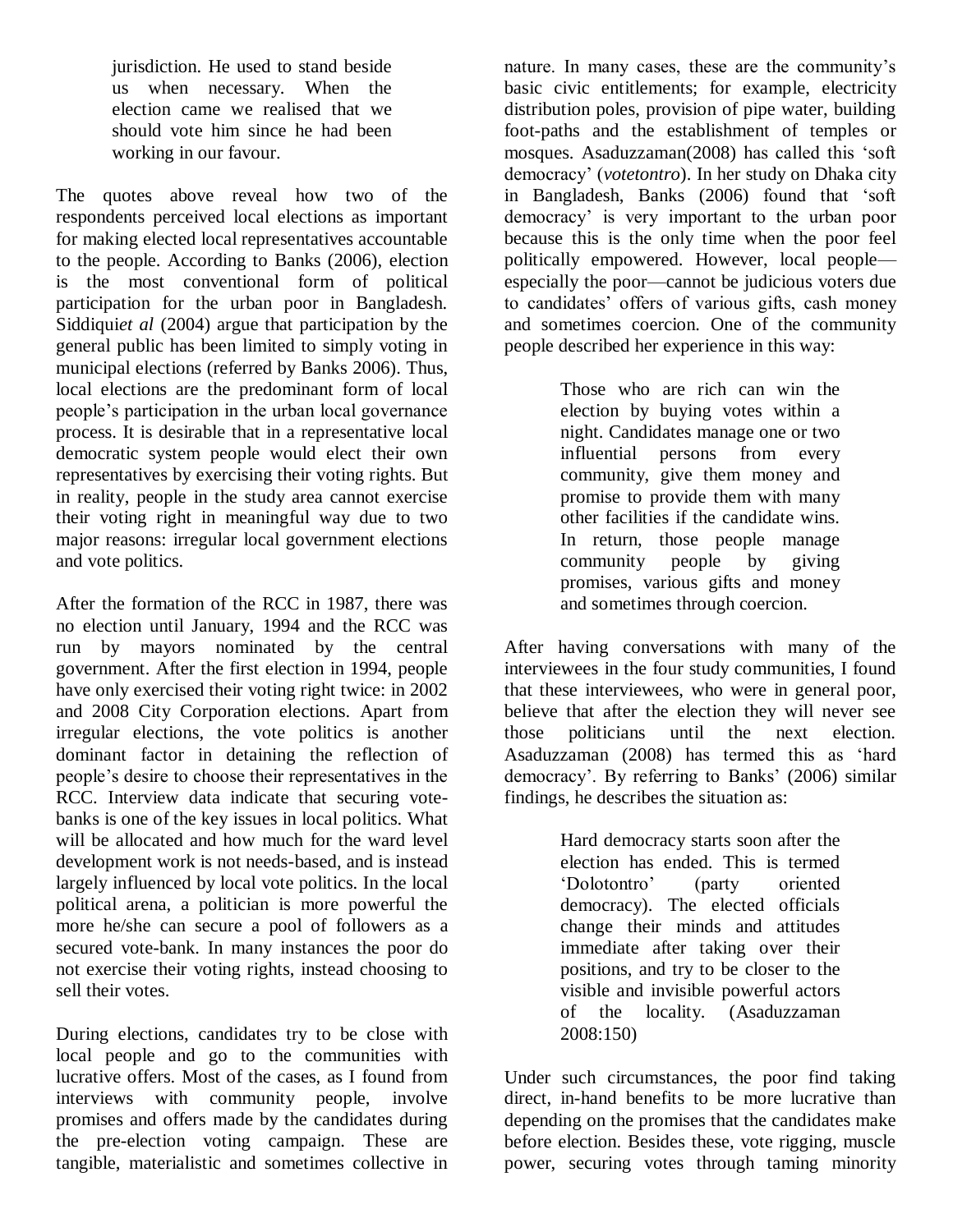> jurisdiction. He used to stand beside us when necessary. When the election came we realised that we should vote him since he had been working in our favour.

The quotes above reveal how two of the respondents perceived local elections as important for making elected local representatives accountable to the people. According to Banks (2006), election is the most conventional form of political participation for the urban poor in Bangladesh. Siddiqui*et al* (2004) argue that participation by the general public has been limited to simply voting in municipal elections (referred by Banks 2006). Thus, local elections are the predominant form of local people's participation in the urban local governance process. It is desirable that in a representative local democratic system people would elect their own representatives by exercising their voting rights. But in reality, people in the study area cannot exercise their voting right in meaningful way due to two major reasons: irregular local government elections and vote politics.

After the formation of the RCC in 1987, there was no election until January, 1994 and the RCC was run by mayors nominated by the central government. After the first election in 1994, people have only exercised their voting right twice: in 2002 and 2008 City Corporation elections. Apart from irregular elections, the vote politics is another dominant factor in detaining the reflection of people's desire to choose their representatives in the RCC. Interview data indicate that securing vote-banks is one of the key issues in local politics. What will be allocated and how much for the ward level development work is not needs-based, and is instead largely influenced by local vote politics. In the local political arena, a politician is more powerful the more he/she can secure a pool of followers as a secured vote-bank. In many instances the poor do not exercise their voting rights, instead choosing to sell their votes.

During elections, candidates try to be close with local people and go to the communities with lucrative offers. Most of the cases, as I found from interviews with community people, involve promises and offers made by the candidates during the pre-election voting campaign. These are tangible, materialistic and sometimes collective in nature. In many cases, these are the community's basic civic entitlements; for example, electricity distribution poles, provision of pipe water, building foot-paths and the establishment of temples or mosques. Asaduzzaman(2008) has called this 'soft democracy' (*votetontro*). In her study on Dhaka city in Bangladesh, Banks (2006) found that 'soft democracy' is very important to the urban poor because this is the only time when the poor feel politically empowered. However, local people—especially the poor—cannot be judicious voters due to candidates' offers of various gifts, cash money and sometimes coercion. One of the community people described her experience in this way:

> Those who are rich can win the election by buying votes within a night. Candidates manage one or two influential persons from every community, give them money and promise to provide them with many other facilities if the candidate wins. In return, those people manage community people by giving promises, various gifts and money and sometimes through coercion.

After having conversations with many of the interviewees in the four study communities, I found that these interviewees, who were in general poor, believe that after the election they will never see those politicians until the next election. Asaduzzaman (2008) has termed this as 'hard democracy'. By referring to Banks' (2006) similar findings, he describes the situation as:

> Hard democracy starts soon after the election has ended. This is termed 'Dolotontro' (party oriented democracy). The elected officials change their minds and attitudes immediate after taking over their positions, and try to be closer to the visible and invisible powerful actors of the locality. (Asaduzzaman 2008:150)

Under such circumstances, the poor find taking direct, in-hand benefits to be more lucrative than depending on the promises that the candidates make before election. Besides these, vote rigging, muscle power, securing votes through taming minority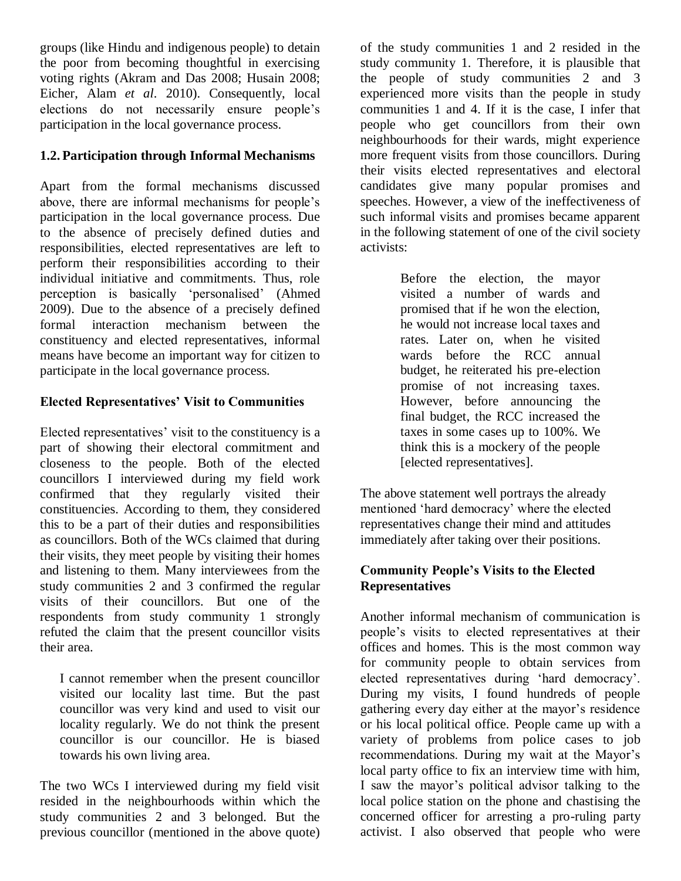groups (like Hindu and indigenous people) to detain the poor from becoming thoughtful in exercising voting rights (Akram and Das 2008; Husain 2008; Eicher, Alam *et al*. 2010). Consequently, local elections do not necessarily ensure people's participation in the local governance process.

### 1.2. Participation through Informal Mechanisms

Apart from the formal mechanisms discussed above, there are informal mechanisms for people's participation in the local governance process. Due to the absence of precisely defined duties and responsibilities, elected representatives are left to perform their responsibilities according to their individual initiative and commitments. Thus, role perception is basically 'personalised' (Ahmed 2009). Due to the absence of a precisely defined formal interaction mechanism between the constituency and elected representatives, informal means have become an important way for citizen to participate in the local governance process.

#### Elected Representatives' Visit to Communities

Elected representatives' visit to the constituency is a part of showing their electoral commitment and closeness to the people. Both of the elected councillors I interviewed during my field work confirmed that they regularly visited their constituencies. According to them, they considered this to be a part of their duties and responsibilities as councillors. Both of the WCs claimed that during their visits, they meet people by visiting their homes and listening to them. Many interviewees from the study communities 2 and 3 confirmed the regular visits of their councillors. But one of the respondents from study community 1 strongly refuted the claim that the present councillor visits their area.

> I cannot remember when the present councillor visited our locality last time. But the past councillor was very kind and used to visit our locality regularly. We do not think the present councillor is our councillor. He is biased towards his own living area.

The two WCs I interviewed during my field visit resided in the neighbourhoods within which the study communities 2 and 3 belonged. But the previous councillor (mentioned in the above quote) of the study communities 1 and 2 resided in the study community 1. Therefore, it is plausible that the people of study communities 2 and 3 experienced more visits than the people in study communities 1 and 4. If it is the case, I infer that people who get councillors from their own neighbourhoods for their wards, might experience more frequent visits from those councillors. During their visits elected representatives and electoral candidates give many popular promises and speeches. However, a view of the ineffectiveness of such informal visits and promises became apparent in the following statement of one of the civil society activists:

> Before the election, the mayor visited a number of wards and promised that if he won the election, he would not increase local taxes and rates. Later on, when he visited wards before the RCC annual budget, he reiterated his pre-election promise of not increasing taxes. However, before announcing the final budget, the RCC increased the taxes in some cases up to 100%. We think this is a mockery of the people [elected representatives].

The above statement well portrays the already mentioned 'hard democracy' where the elected representatives change their mind and attitudes immediately after taking over their positions.

#### Community People's Visits to the Elected Representatives

Another informal mechanism of communication is people's visits to elected representatives at their offices and homes. This is the most common way for community people to obtain services from elected representatives during 'hard democracy'. During my visits, I found hundreds of people gathering every day either at the mayor's residence or his local political office. People came up with a variety of problems from police cases to job recommendations. During my wait at the Mayor's local party office to fix an interview time with him, I saw the mayor's political advisor talking to the local police station on the phone and chastising the concerned officer for arresting a pro-ruling party activist. I also observed that people who were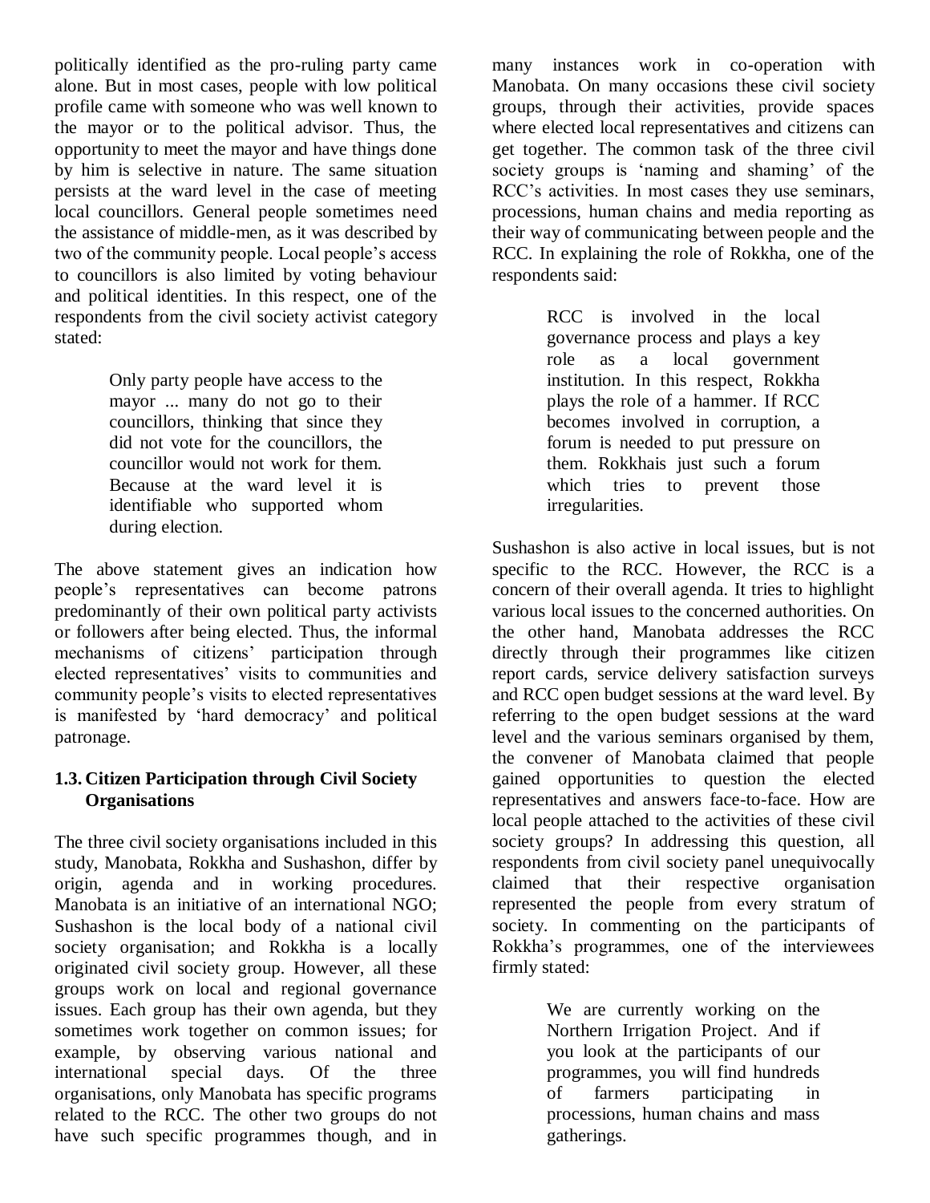politically identified as the pro-ruling party came alone. But in most cases, people with low political profile came with someone who was well known to the mayor or to the political advisor. Thus, the opportunity to meet the mayor and have things done by him is selective in nature. The same situation persists at the ward level in the case of meeting local councillors. General people sometimes need the assistance of middle-men, as it was described by two of the community people. Local people's access to councillors is also limited by voting behaviour and political identities. In this respect, one of the respondents from the civil society activist category stated:

> Only party people have access to the mayor ... many do not go to their councillors, thinking that since they did not vote for the councillors, the councillor would not work for them. Because at the ward level it is identifiable who supported whom during election.

The above statement gives an indication how people's representatives can become patrons predominantly of their own political party activists or followers after being elected. Thus, the informal mechanisms of citizens' participation through elected representatives' visits to communities and community people's visits to elected representatives is manifested by 'hard democracy' and political patronage.

### 1.3. Citizen Participation through Civil Society Organisations

The three civil society organisations included in this study, Manobata, Rokkha and Sushashon, differ by origin, agenda and in working procedures. Manobata is an initiative of an international NGO; Sushashon is the local body of a national civil society organisation; and Rokkha is a locally originated civil society group. However, all these groups work on local and regional governance issues. Each group has their own agenda, but they sometimes work together on common issues; for example, by observing various national and international special days. Of the three organisations, only Manobata has specific programs related to the RCC. The other two groups do not have such specific programmes though, and in many instances work in co-operation with Manobata. On many occasions these civil society groups, through their activities, provide spaces where elected local representatives and citizens can get together. The common task of the three civil society groups is 'naming and shaming' of the RCC's activities. In most cases they use seminars, processions, human chains and media reporting as their way of communicating between people and the RCC. In explaining the role of Rokkha, one of the respondents said:

> RCC is involved in the local governance process and plays a key role as a local government institution. In this respect, Rokkha plays the role of a hammer. If RCC becomes involved in corruption, a forum is needed to put pressure on them. Rokkhais just such a forum which tries to prevent those irregularities.

Sushashon is also active in local issues, but is not specific to the RCC. However, the RCC is a concern of their overall agenda. It tries to highlight various local issues to the concerned authorities. On the other hand, Manobata addresses the RCC directly through their programmes like citizen report cards, service delivery satisfaction surveys and RCC open budget sessions at the ward level. By referring to the open budget sessions at the ward level and the various seminars organised by them, the convener of Manobata claimed that people gained opportunities to question the elected representatives and answers face-to-face. How are local people attached to the activities of these civil society groups? In addressing this question, all respondents from civil society panel unequivocally claimed that their respective organisation represented the people from every stratum of society. In commenting on the participants of Rokkha's programmes, one of the interviewees firmly stated:

> We are currently working on the Northern Irrigation Project. And if you look at the participants of our programmes, you will find hundreds of farmers participating in processions, human chains and mass gatherings.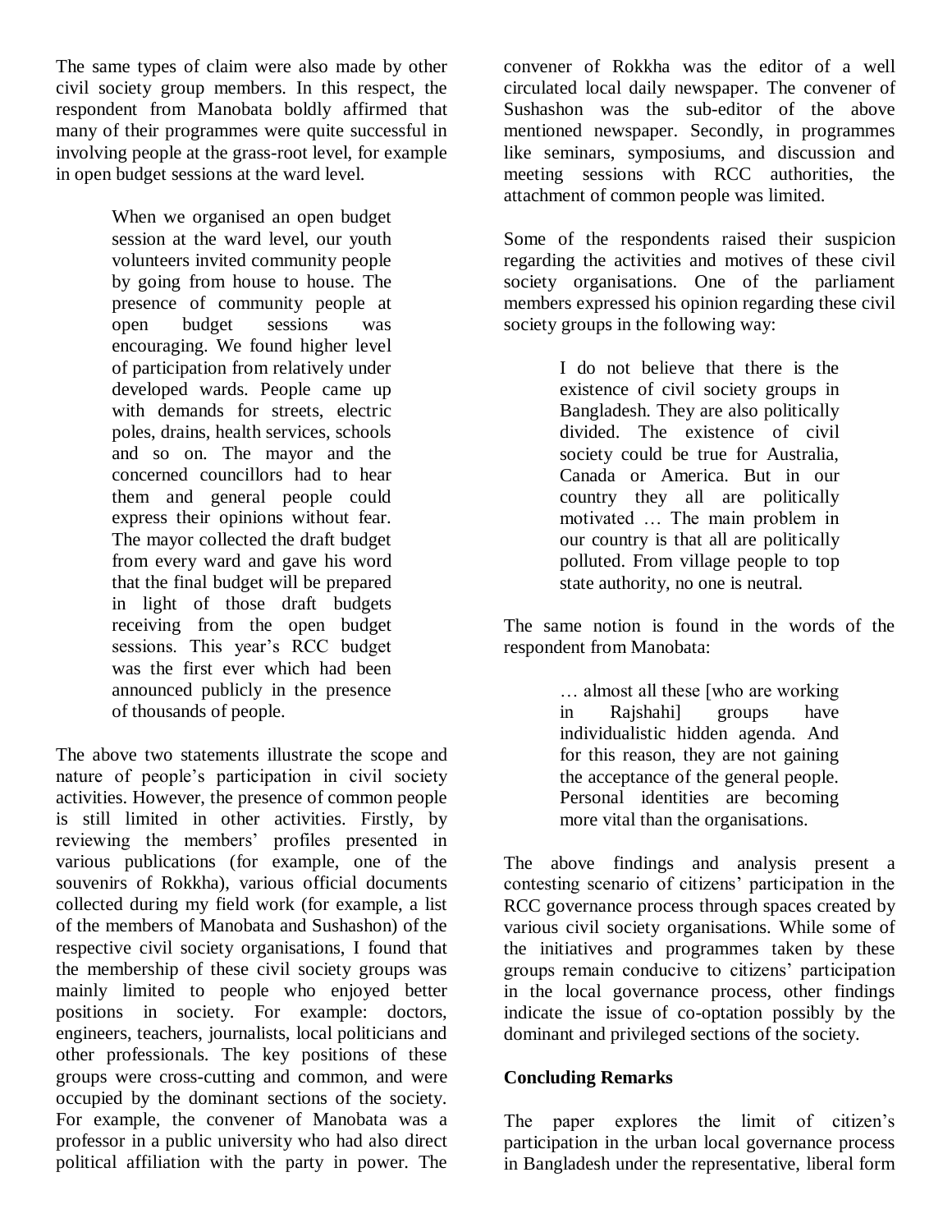The same types of claim were also made by other civil society group members. In this respect, the respondent from Manobata boldly affirmed that many of their programmes were quite successful in involving people at the grass-root level, for example in open budget sessions at the ward level.

> When we organised an open budget session at the ward level, our youth volunteers invited community people by going from house to house. The presence of community people at open budget sessions was encouraging. We found higher level of participation from relatively under developed wards. People came up with demands for streets, electric poles, drains, health services, schools and so on. The mayor and the concerned councillors had to hear them and general people could express their opinions without fear. The mayor collected the draft budget from every ward and gave his word that the final budget will be prepared in light of those draft budgets receiving from the open budget sessions. This year's RCC budget was the first ever which had been announced publicly in the presence of thousands of people.

The above two statements illustrate the scope and nature of people's participation in civil society activities. However, the presence of common people is still limited in other activities. Firstly, by reviewing the members' profiles presented in various publications (for example, one of the souvenirs of Rokkha), various official documents collected during my field work (for example, a list of the members of Manobata and Sushashon) of the respective civil society organisations, I found that the membership of these civil society groups was mainly limited to people who enjoyed better positions in society. For example: doctors, engineers, teachers, journalists, local politicians and other professionals. The key positions of these groups were cross-cutting and common, and were occupied by the dominant sections of the society. For example, the convener of Manobata was a professor in a public university who had also direct political affiliation with the party in power. The convener of Rokkha was the editor of a well circulated local daily newspaper. The convener of Sushashon was the sub-editor of the above mentioned newspaper. Secondly, in programmes like seminars, symposiums, and discussion and meeting sessions with RCC authorities, the attachment of common people was limited.

Some of the respondents raised their suspicion regarding the activities and motives of these civil society organisations. One of the parliament members expressed his opinion regarding these civil society groups in the following way:

> I do not believe that there is the existence of civil society groups in Bangladesh. They are also politically divided. The existence of civil society could be true for Australia, Canada or America. But in our country they all are politically motivated … The main problem in our country is that all are politically polluted. From village people to top state authority, no one is neutral.

The same notion is found in the words of the respondent from Manobata:

> … almost all these [who are working in Rajshahi] groups have individualistic hidden agenda. And for this reason, they are not gaining the acceptance of the general people. Personal identities are becoming more vital than the organisations.

The above findings and analysis present a contesting scenario of citizens' participation in the RCC governance process through spaces created by various civil society organisations. While some of the initiatives and programmes taken by these groups remain conducive to citizens' participation in the local governance process, other findings indicate the issue of co-optation possibly by the dominant and privileged sections of the society.

## Concluding Remarks

The paper explores the limit of citizen's participation in the urban local governance process in Bangladesh under the representative, liberal form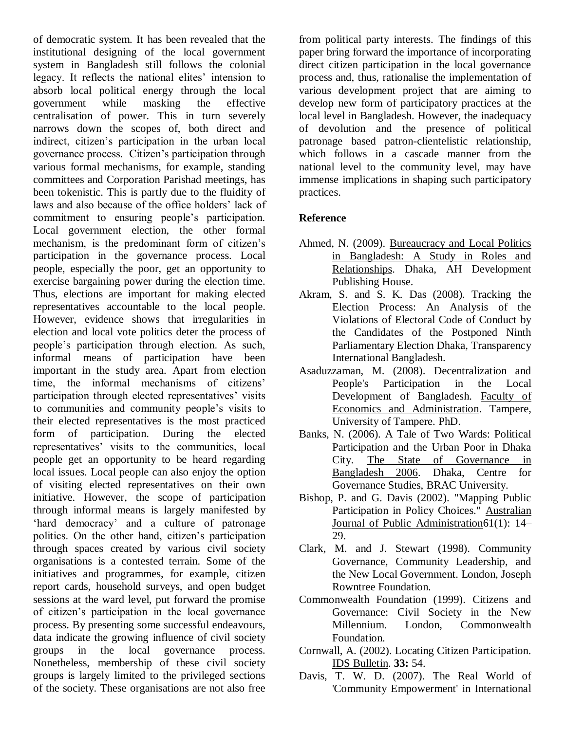of democratic system. It has been revealed that the institutional designing of the local government system in Bangladesh still follows the colonial legacy. It reflects the national elites' intension to absorb local political energy through the local government while masking the effective centralisation of power. This in turn severely narrows down the scopes of, both direct and indirect, citizen's participation in the urban local governance process. Citizen's participation through various formal mechanisms, for example, standing committees and Corporation Parishad meetings, has been tokenistic. This is partly due to the fluidity of laws and also because of the office holders' lack of commitment to ensuring people's participation. Local government election, the other formal mechanism, is the predominant form of citizen's participation in the governance process. Local people, especially the poor, get an opportunity to exercise bargaining power during the election time. Thus, elections are important for making elected representatives accountable to the local people. However, evidence shows that irregularities in election and local vote politics deter the process of people's participation through election. As such, informal means of participation have been important in the study area. Apart from election time, the informal mechanisms of citizens' participation through elected representatives' visits to communities and community people's visits to their elected representatives is the most practiced form of participation. During the elected representatives' visits to the communities, local people get an opportunity to be heard regarding local issues. Local people can also enjoy the option of visiting elected representatives on their own initiative. However, the scope of participation through informal means is largely manifested by 'hard democracy' and a culture of patronage politics. On the other hand, citizen's participation through spaces created by various civil society organisations is a contested terrain. Some of the initiatives and programmes, for example, citizen report cards, household surveys, and open budget sessions at the ward level, put forward the promise of citizen's participation in the local governance process. By presenting some successful endeavours, data indicate the growing influence of civil society groups in the local governance process. Nonetheless, membership of these civil society groups is largely limited to the privileged sections of the society. These organisations are not also free from political party interests. The findings of this paper bring forward the importance of incorporating direct citizen participation in the local governance process and, thus, rationalise the implementation of various development project that are aiming to develop new form of participatory practices at the local level in Bangladesh. However, the inadequacy of devolution and the presence of political patronage based patron-clientelistic relationship, which follows in a cascade manner from the national level to the community level, may have immense implications in shaping such participatory practices.

**Reference**

Ahmed, N. (2009). Bureaucracy and Local Politics in Bangladesh: A Study in Roles and Relationships. Dhaka, AH Development Publishing House.

Akram, S. and S. K. Das (2008). Tracking the Election Process: An Analysis of the Violations of Electoral Code of Conduct by the Candidates of the Postponed Ninth Parliamentary Election Dhaka, Transparency International Bangladesh.

Asaduzzaman, M. (2008). Decentralization and People's Participation in the Local Development of Bangladesh. Faculty of Economics and Administration. Tampere, University of Tampere. PhD.

Banks, N. (2006). A Tale of Two Wards: Political Participation and the Urban Poor in Dhaka City. The State of Governance in Bangladesh 2006. Dhaka, Centre for Governance Studies, BRAC University.

Bishop, P. and G. Davis (2002). "Mapping Public Participation in Policy Choices." Australian Journal of Public Administration61(1): 14–29.

Clark, M. and J. Stewart (1998). Community Governance, Community Leadership, and the New Local Government. London, Joseph Rowntree Foundation.

Commonwealth Foundation (1999). Citizens and Governance: Civil Society in the New Millennium. London, Commonwealth Foundation.

Cornwall, A. (2002). Locating Citizen Participation. IDS Bulletin. **33:** 54.

Davis, T. W. D. (2007). The Real World of 'Community Empowerment' in International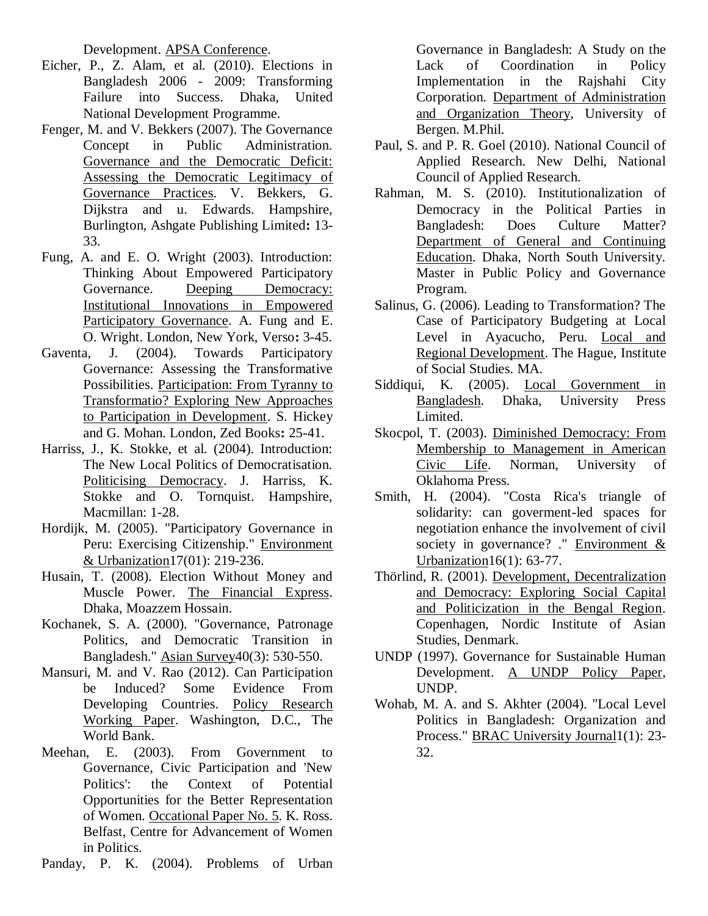Development. APSA Conference.

Eicher, P., Z. Alam, et al. (2010). Elections in Bangladesh 2006 - 2009: Transforming Failure into Success. Dhaka, United National Development Programme.

Fenger, M. and V. Bekkers (2007). The Governance Concept in Public Administration. Governance and the Democratic Deficit: Assessing the Democratic Legitimacy of Governance Practices. V. Bekkers, G. Dijkstra and u. Edwards. Hampshire, Burlington, Ashgate Publishing Limited**:** 13-33.

Fung, A. and E. O. Wright (2003). Introduction: Thinking About Empowered Participatory Governance. Deeping Democracy: Institutional Innovations in Empowered Participatory Governance. A. Fung and E. O. Wright. London, New York, Verso**:** 3-45.

Gaventa, J. (2004). Towards Participatory Governance: Assessing the Transformative Possibilities. Participation: From Tyranny to Transformatio? Exploring New Approaches to Participation in Development. S. Hickey and G. Mohan. London, Zed Books**:** 25-41.

Harriss, J., K. Stokke, et al. (2004). Introduction: The New Local Politics of Democratisation. Politicising Democracy. J. Harriss, K. Stokke and O. Tornquist. Hampshire, Macmillan: 1-28.

Hordijk, M. (2005). "Participatory Governance in Peru: Exercising Citizenship." Environment & Urbanization17(01): 219-236.

Husain, T. (2008). Election Without Money and Muscle Power. The Financial Express. Dhaka, Moazzem Hossain.

Kochanek, S. A. (2000). "Governance, Patronage Politics, and Democratic Transition in Bangladesh." Asian Survey40(3): 530-550.

Mansuri, M. and V. Rao (2012). Can Participation be Induced? Some Evidence From Developing Countries. Policy Research Working Paper. Washington, D.C., The World Bank.

Meehan, E. (2003). From Government to Governance, Civic Participation and 'New Politics': the Context of Potential Opportunities for the Better Representation of Women. Occational Paper No. 5. K. Ross. Belfast, Centre for Advancement of Women in Politics.

Panday, P. K. (2004). Problems of Urban Governance in Bangladesh: A Study on the Lack of Coordination in Policy Implementation in the Rajshahi City Corporation. Department of Administration and Organization Theory, University of Bergen. M.Phil.

Paul, S. and P. R. Goel (2010). National Council of Applied Research. New Delhi, National Council of Applied Research.

Rahman, M. S. (2010). Institutionalization of Democracy in the Political Parties in Bangladesh: Does Culture Matter? Department of General and Continuing Education. Dhaka, North South University. Master in Public Policy and Governance Program.

Salinus, G. (2006). Leading to Transformation? The Case of Participatory Budgeting at Local Level in Ayacucho, Peru. Local and Regional Development. The Hague, Institute of Social Studies. MA.

Siddiqui, K. (2005). Local Government in Bangladesh. Dhaka, University Press Limited.

Skocpol, T. (2003). Diminished Democracy: From Membership to Management in American Civic Life. Norman, University of Oklahoma Press.

Smith, H. (2004). "Costa Rica's triangle of solidarity: can goverment-led spaces for negotiation enhance the involvement of civil society in governance? ." Environment & Urbanization16(1): 63-77.

Thörlind, R. (2001). Development, Decentralization and Democracy: Exploring Social Capital and Politicization in the Bengal Region. Copenhagen, Nordic Institute of Asian Studies, Denmark.

UNDP (1997). Governance for Sustainable Human Development. A UNDP Policy Paper, UNDP.

Wohab, M. A. and S. Akhter (2004). "Local Level Politics in Bangladesh: Organization and Process." BRAC University Journal1(1): 23-32.